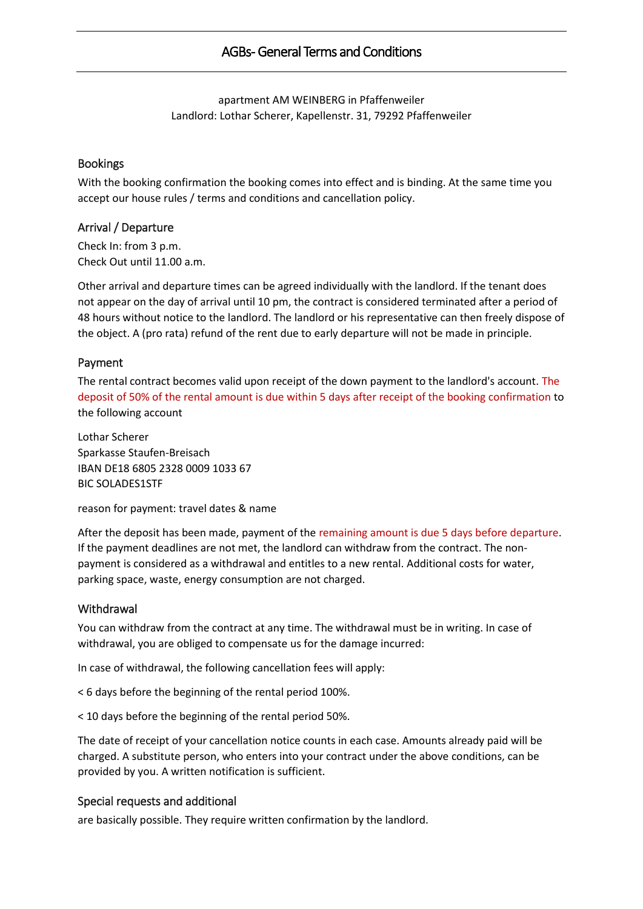# AGBs- General Terms and Conditions

apartment AM WEINBERG in Pfaffenweiler
Landlord: Lothar Scherer, Kapellenstr. 31, 79292 Pfaffenweiler

## Bookings

With the booking confirmation the booking comes into effect and is binding. At the same time you accept our house rules / terms and conditions and cancellation policy.

## Arrival / Departure

Check In: from 3 p.m.
Check Out until 11.00 a.m.

Other arrival and departure times can be agreed individually with the landlord. If the tenant does not appear on the day of arrival until 10 pm, the contract is considered terminated after a period of 48 hours without notice to the landlord. The landlord or his representative can then freely dispose of the object. A (pro rata) refund of the rent due to early departure will not be made in principle.

## Payment

The rental contract becomes valid upon receipt of the down payment to the landlord's account. The deposit of 50% of the rental amount is due within 5 days after receipt of the booking confirmation to the following account

Lothar Scherer
Sparkasse Staufen-Breisach
IBAN DE18 6805 2328 0009 1033 67
BIC SOLADES1STF

reason for payment: travel dates & name

After the deposit has been made, payment of the remaining amount is due 5 days before departure. If the payment deadlines are not met, the landlord can withdraw from the contract. The non-payment is considered as a withdrawal and entitles to a new rental. Additional costs for water, parking space, waste, energy consumption are not charged.

## Withdrawal

You can withdraw from the contract at any time. The withdrawal must be in writing. In case of withdrawal, you are obliged to compensate us for the damage incurred:

In case of withdrawal, the following cancellation fees will apply:

< 6 days before the beginning of the rental period 100%.

< 10 days before the beginning of the rental period 50%.

The date of receipt of your cancellation notice counts in each case. Amounts already paid will be charged. A substitute person, who enters into your contract under the above conditions, can be provided by you. A written notification is sufficient.

## Special requests and additional

are basically possible. They require written confirmation by the landlord.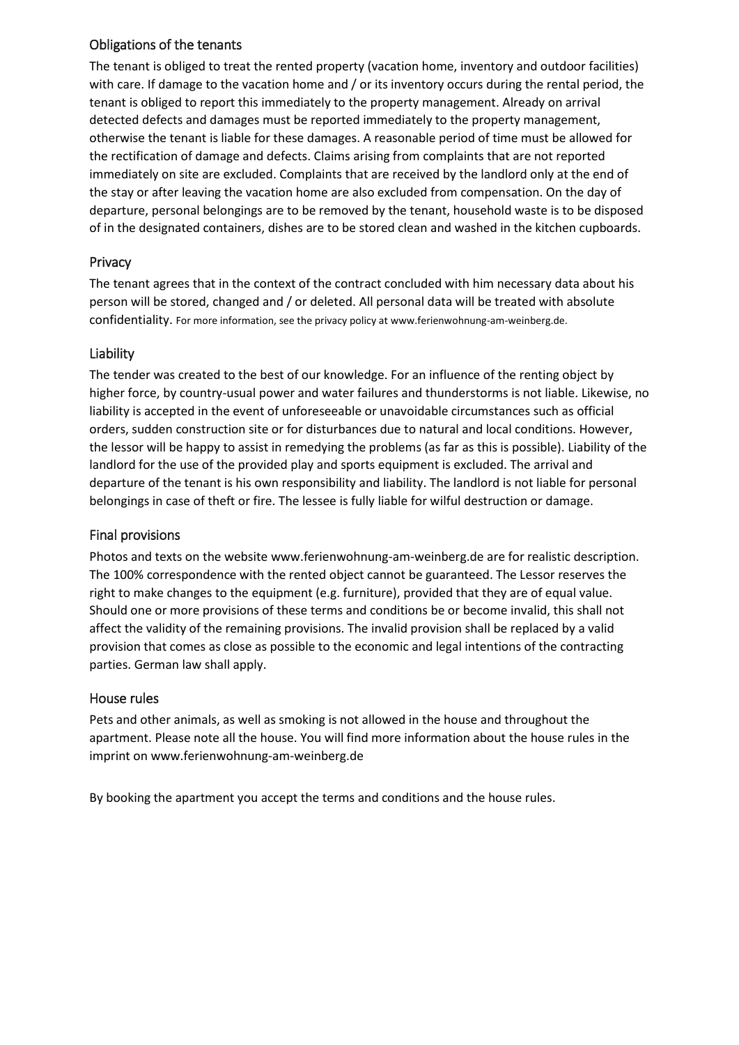## Obligations of the tenants

The tenant is obliged to treat the rented property (vacation home, inventory and outdoor facilities) with care. If damage to the vacation home and / or its inventory occurs during the rental period, the tenant is obliged to report this immediately to the property management. Already on arrival detected defects and damages must be reported immediately to the property management, otherwise the tenant is liable for these damages. A reasonable period of time must be allowed for the rectification of damage and defects. Claims arising from complaints that are not reported immediately on site are excluded. Complaints that are received by the landlord only at the end of the stay or after leaving the vacation home are also excluded from compensation. On the day of departure, personal belongings are to be removed by the tenant, household waste is to be disposed of in the designated containers, dishes are to be stored clean and washed in the kitchen cupboards.

## Privacy

The tenant agrees that in the context of the contract concluded with him necessary data about his person will be stored, changed and / or deleted. All personal data will be treated with absolute confidentiality. For more information, see the privacy policy at www.ferienwohnung-am-weinberg.de.

## Liability

The tender was created to the best of our knowledge. For an influence of the renting object by higher force, by country-usual power and water failures and thunderstorms is not liable. Likewise, no liability is accepted in the event of unforeseeable or unavoidable circumstances such as official orders, sudden construction site or for disturbances due to natural and local conditions. However, the lessor will be happy to assist in remedying the problems (as far as this is possible). Liability of the landlord for the use of the provided play and sports equipment is excluded. The arrival and departure of the tenant is his own responsibility and liability. The landlord is not liable for personal belongings in case of theft or fire. The lessee is fully liable for wilful destruction or damage.

## Final provisions

Photos and texts on the website www.ferienwohnung-am-weinberg.de are for realistic description. The 100% correspondence with the rented object cannot be guaranteed. The Lessor reserves the right to make changes to the equipment (e.g. furniture), provided that they are of equal value. Should one or more provisions of these terms and conditions be or become invalid, this shall not affect the validity of the remaining provisions. The invalid provision shall be replaced by a valid provision that comes as close as possible to the economic and legal intentions of the contracting parties. German law shall apply.

## House rules

Pets and other animals, as well as smoking is not allowed in the house and throughout the apartment. Please note all the house. You will find more information about the house rules in the imprint on www.ferienwohnung-am-weinberg.de

By booking the apartment you accept the terms and conditions and the house rules.